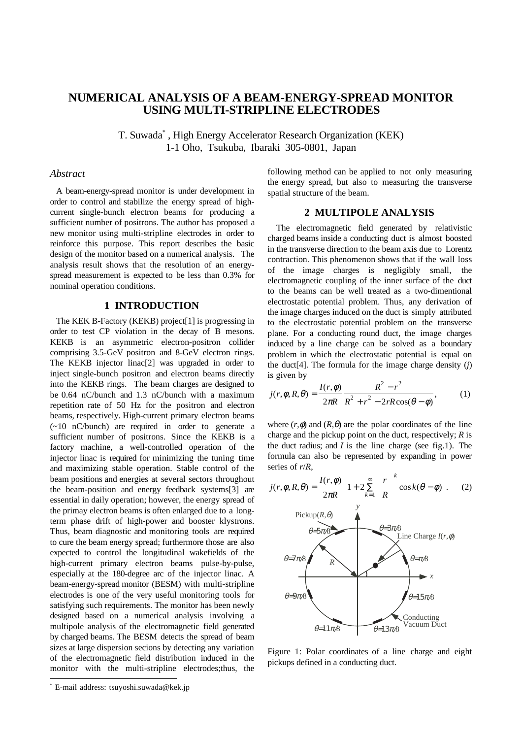# NUMERICAL ANALYSIS OF A BEAM-ENERGY-SPREAD MONITOR USING MULTI-STRIPLINE ELECTRODES

T. Suwada[*] , High Energy Accelerator Research Organization (KEK)
1-1 Oho, Tsukuba, Ibaraki 305-0801, Japan

### *Abstract*

A beam-energy-spread monitor is under development in order to control and stabilize the energy spread of high-current single-bunch electron beams for producing a sufficient number of positrons. The author has proposed a new monitor using multi-stripline electrodes in order to reinforce this purpose. This report describes the basic design of the monitor based on a numerical analysis. The analysis result shows that the resolution of an energy-spread measurement is expected to be less than 0.3% for nominal operation conditions.

## 1 INTRODUCTION

The KEK B-Factory (KEKB) project[1] is progressing in order to test CP violation in the decay of B mesons. KEKB is an asymmetric electron-positron collider comprising 3.5-GeV positron and 8-GeV electron rings. The KEKB injector linac[2] was upgraded in order to inject single-bunch positron and electron beams directly into the KEKB rings. The beam charges are designed to be 0.64 nC/bunch and 1.3 nC/bunch with a maximum repetition rate of 50 Hz for the positron and electron beams, respectively. High-current primary electron beams (~10 nC/bunch) are required in order to generate a sufficient number of positrons. Since the KEKB is a factory machine, a well-controlled operation of the injector linac is required for minimizing the tuning time and maximizing stable operation. Stable control of the beam positions and energies at several sectors throughout the beam-position and energy feedback systems[3] are essential in daily operation; however, the energy spread of the primay electron beams is often enlarged due to a long-term phase drift of high-power and booster klystrons. Thus, beam diagnostic and monitoring tools are required to cure the beam energy spread; furthermore those are also expected to control the longitudinal wakefields of the high-current primary electron beams pulse-by-pulse, especially at the 180-degree arc of the injector linac. A beam-energy-spread monitor (BESM) with multi-stripline electrodes is one of the very useful monitoring tools for satisfying such requirements. The monitor has been newly designed based on a numerical analysis involving a multipole analysis of the electromagnetic field generated by charged beams. The BESM detects the spread of beam sizes at large dispersion secions by detecting any variation of the electromagnetic field distribution induced in the monitor with the multi-stripline electrodes;thus, the following method can be applied to not only measuring the energy spread, but also to measuring the transverse spatial structure of the beam.

## 2 MULTIPOLE ANALYSIS

The electromagnetic field generated by relativistic charged beams inside a conducting duct is almost boosted in the transverse direction to the beam axis due to Lorentz contraction. This phenomenon shows that if the wall loss of the image charges is negligibly small, the electromagnetic coupling of the inner surface of the duct to the beams can be well treated as a two-dimentional electrostatic potential problem. Thus, any derivation of the image charges induced on the duct is simply attributed to the electrostatic potential problem on the transverse plane. For a conducting round duct, the image charges induced by a line charge can be solved as a boundary problem in which the electrostatic potential is equal on the duct[4]. The formula for the image charge density ($j$) is given by

$$j(r,\phi,R,\theta) = \frac{I(r,\phi)}{2\pi R}\frac{R^2 - r^2}{R^2 + r^2 - 2rR\cos(\theta - \phi)}, \qquad (1)$$

where $(r,\phi)$ and $(R,\theta)$ are the polar coordinates of the line charge and the pickup point on the duct, respectively; $R$ is the duct radius; and $I$ is the line charge (see fig.1). The formula can also be represented by expanding in power series of $r/R$,

$$j(r,\phi,R,\theta) = \frac{I(r,\phi)}{2\pi R}\left[1 + 2\sum_{k=1}^{\infty}\left(\frac{r}{R}\right)^k \cos k(\theta - \phi)\right]. \qquad (2)$$

Figure 1: Polar coordinates of a line charge and eight pickups defined in a conducting duct.

[*] E-mail address: tsuyoshi.suwada@kek.jp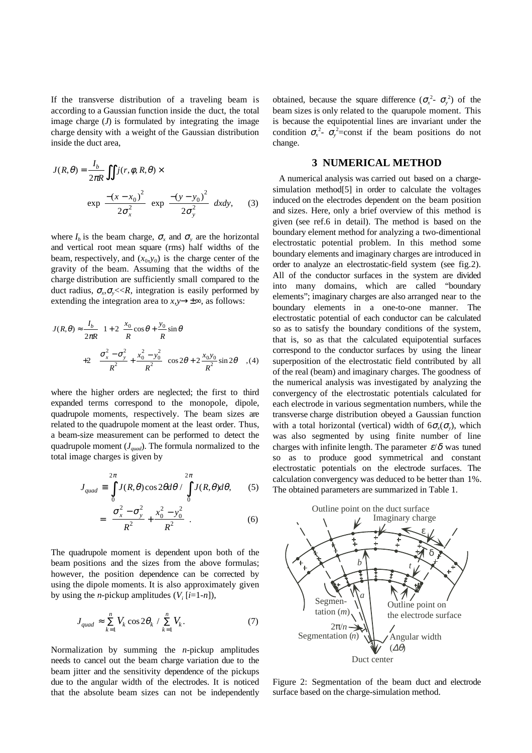If the transverse distribution of a traveling beam is according to a Gaussian function inside the duct, the total image charge ($J$) is formulated by integrating the image charge density with a weight of the Gaussian distribution inside the duct area,

$$J(R,\theta) = \frac{I_b}{2\pi R} \iint j(r,\phi,R,\theta) \times \exp\left(\frac{-(x-x_0)^2}{2\sigma_x^2}\right) \exp\left(\frac{-(y-y_0)^2}{2\sigma_y^2}\right) dxdy, \qquad (3)$$

where $I_b$ is the beam charge, $\sigma_x$ and $\sigma_y$ are the horizontal and vertical root mean square (rms) half widths of the beam, respectively, and $(x_0,y_0)$ is the charge center of the gravity of the beam. Assuming that the widths of the charge distribution are sufficiently small compared to the duct radius, $\sigma_x,\sigma_y \ll R$, integration is easily performed by extending the integration area to $x,y \to \pm\infty$, as follows:

$$J(R,\theta) \approx \frac{I_b}{2\pi R}\left\{1 + 2\left(\frac{x_0}{R}\cos\theta + \frac{y_0}{R}\sin\theta\right) + 2\left[\left(\frac{\sigma_x^2-\sigma_y^2}{R^2} + \frac{x_0^2-y_0^2}{R^2}\right)\cos 2\theta + 2\frac{x_0 y_0}{R^2}\sin 2\theta\right]\right\}, \qquad (4)$$

where the higher orders are neglected; the first to third expanded terms correspond to the monopole, dipole, quadrupole moments, respectively. The beam sizes are related to the quadrupole moment at the least order. Thus, a beam-size measurement can be performed to detect the quadrupole moment ($J_{quad}$). The formula normalized to the total image charges is given by

$$J_{quad} \equiv \int_0^{2\pi} J(R,\theta)\cos 2\theta d\theta \Big/ \int_0^{2\pi} J(R,\theta) d\theta, \qquad (5)$$

$$= \left(\frac{\sigma_x^2-\sigma_y^2}{R^2} + \frac{x_0^2-y_0^2}{R^2}\right). \qquad (6)$$

The quadrupole moment is dependent upon both of the beam positions and the sizes from the above formulas; however, the position dependence can be corrected by using the dipole moments. It is also approximately given by using the $n$-pickup amplitudes ($V_i$ [$i$=1-$n$]),

$$J_{quad} \approx \sum_{k=1}^{n} V_k \cos 2\theta_k \Big/ \sum_{k=1}^{n} V_k. \qquad (7)$$

Normalization by summing the $n$-pickup amplitudes needs to cancel out the beam charge variation due to the beam jitter and the sensitivity dependence of the pickups due to the angular width of the electrodes. It is noticed that the absolute beam sizes can not be independently obtained, because the square difference ($\sigma_x^2$- $\sigma_y^2$) of the beam sizes is only related to the quarupole moment. This is because the equipotential lines are invariant under the condition $\sigma_x^2$- $\sigma_y^2$=const if the beam positions do not change.

## 3 NUMERICAL METHOD

A numerical analysis was carried out based on a charge-simulation method[5] in order to calculate the voltages induced on the electrodes dependent on the beam position and sizes. Here, only a brief overview of this method is given (see ref.6 in detail). The method is based on the boundary element method for analyzing a two-dimentional electrostatic potential problem. In this method some boundary elements and imaginary charges are introduced in order to analyze an electrostatic-field system (see fig.2). All of the conductor surfaces in the system are divided into many domains, which are called "boundary elements"; imaginary charges are also arranged near to the boundary elements in a one-to-one manner. The electrostatic potential of each conductor can be calculated so as to satisfy the boundary conditions of the system, that is, so as that the calculated equipotential surfaces correspond to the conductor surfaces by using the linear superposition of the electrostatic field contributed by all of the real (beam) and imaginary charges. The goodness of the numerical analysis was investigated by analyzing the convergency of the electrostatic potentials calculated for each electrode in various segmentation numbers, while the transverse charge distribution obeyed a Gaussian function with a total horizontal (vertical) width of $6\sigma_x(\sigma_y)$, which was also segmented by using finite number of line charges with infinite length. The parameter $\varepsilon/\delta$ was tuned so as to produce good symmetrical and constant electrostatic potentials on the electrode surfaces. The calculation convergency was deduced to be better than 1%. The obtained parameters are summarized in Table 1.

Figure 2: Segmentation of the beam duct and electrode surface based on the charge-simulation method.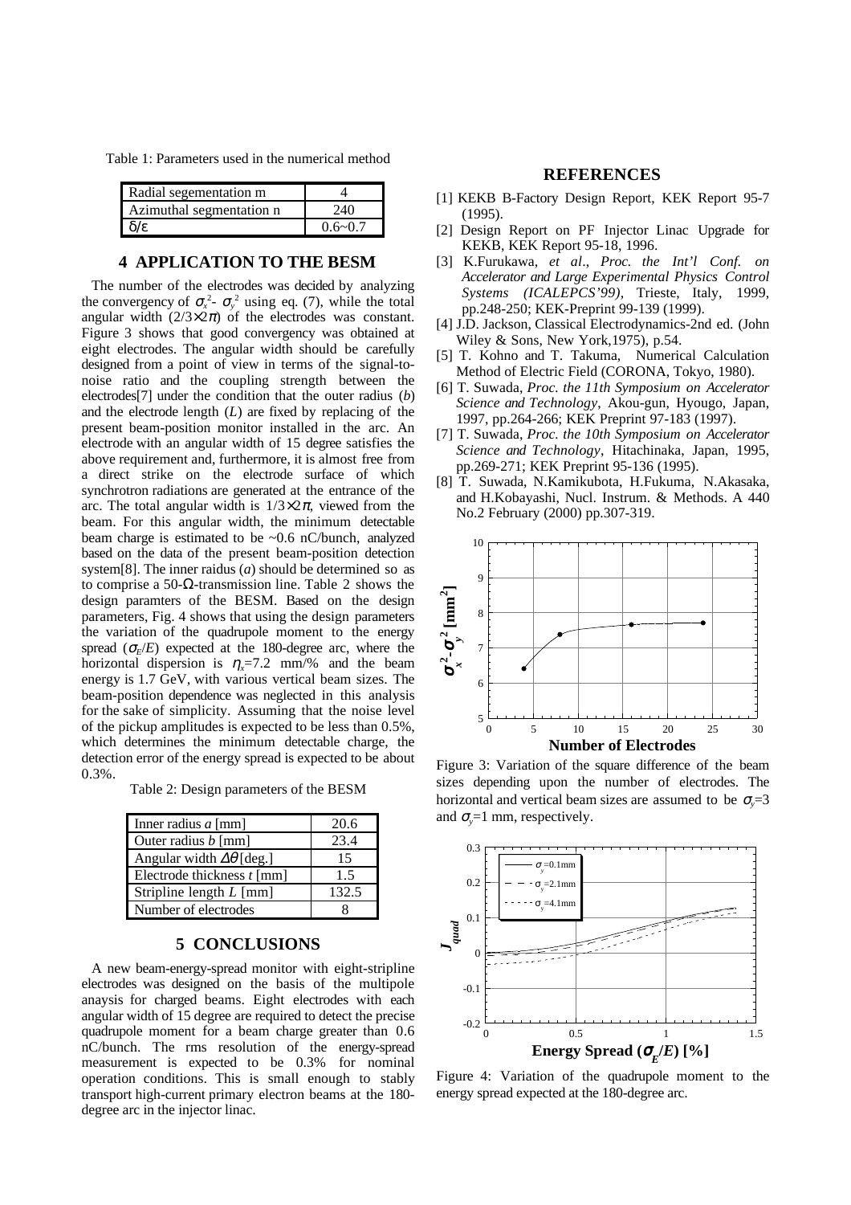Table 1: Parameters used in the numerical method

| | |
|---|---|
| Radial segementation m | 4 |
| Azimuthal segmentation n | 240 |
| $\delta/\varepsilon$ | 0.6~0.7 |

## 4 APPLICATION TO THE BESM

The number of the electrodes was decided by analyzing the convergency of $\sigma_x^2$- $\sigma_y^2$ using eq. (7), while the total angular width ($2/3\times2\pi$) of the electrodes was constant. Figure 3 shows that good convergency was obtained at eight electrodes. The angular width should be carefully designed from a point of view in terms of the signal-to-noise ratio and the coupling strength between the electrodes[7] under the condition that the outer radius ($b$) and the electrode length ($L$) are fixed by replacing of the present beam-position monitor installed in the arc. An electrode with an angular width of 15 degree satisfies the above requirement and, furthermore, it is almost free from a direct strike on the electrode surface of which synchrotron radiations are generated at the entrance of the arc. The total angular width is $1/3\times2\pi$, viewed from the beam. For this angular width, the minimum detectable beam charge is estimated to be ~0.6 nC/bunch, analyzed based on the data of the present beam-position detection system[8]. The inner raidus ($a$) should be determined so as to comprise a 50-$\Omega$-transmission line. Table 2 shows the design paramters of the BESM. Based on the design parameters, Fig. 4 shows that using the design parameters the variation of the quadrupole moment to the energy spread ($\sigma_E/E$) expected at the 180-degree arc, where the horizontal dispersion is $\eta_x$=7.2 mm/% and the beam energy is 1.7 GeV, with various vertical beam sizes. The beam-position dependence was neglected in this analysis for the sake of simplicity. Assuming that the noise level of the pickup amplitudes is expected to be less than 0.5%, which determines the minimum detectable charge, the detection error of the energy spread is expected to be about 0.3%.

Table 2: Design parameters of the BESM

| | |
|---|---|
| Inner radius $a$ [mm] | 20.6 |
| Outer radius $b$ [mm] | 23.4 |
| Angular width $\Delta\theta$ [deg.] | 15 |
| Electrode thickness $t$ [mm] | 1.5 |
| Stripline length $L$ [mm] | 132.5 |
| Number of electrodes | 8 |

## 5 CONCLUSIONS

A new beam-energy-spread monitor with eight-stripline electrodes was designed on the basis of the multipole anaysis for charged beams. Eight electrodes with each angular width of 15 degree are required to detect the precise quadrupole moment for a beam charge greater than 0.6 nC/bunch. The rms resolution of the energy-spread measurement is expected to be 0.3% for nominal operation conditions. This is small enough to stably transport high-current primary electron beams at the 180-degree arc in the injector linac.

## REFERENCES

[1] KEKB B-Factory Design Report, KEK Report 95-7 (1995).

[2] Design Report on PF Injector Linac Upgrade for KEKB, KEK Report 95-18, 1996.

[3] K.Furukawa, *et al*., *Proc. the Int'l Conf. on Accelerator and Large Experimental Physics Control Systems (ICALEPCS'99),* Trieste, Italy, 1999, pp.248-250; KEK-Preprint 99-139 (1999).

[4] J.D. Jackson, Classical Electrodynamics-2nd ed. (John Wiley & Sons, New York,1975), p.54.

[5] T. Kohno and T. Takuma, Numerical Calculation Method of Electric Field (CORONA, Tokyo, 1980).

[6] T. Suwada, *Proc. the 11th Symposium on Accelerator Science and Technology*, Akou-gun, Hyougo, Japan, 1997, pp.264-266; KEK Preprint 97-183 (1997).

[7] T. Suwada, *Proc. the 10th Symposium on Accelerator Science and Technology*, Hitachinaka, Japan, 1995, pp.269-271; KEK Preprint 95-136 (1995).

[8] T. Suwada, N.Kamikubota, H.Fukuma, N.Akasaka, and H.Kobayashi, Nucl. Instrum. & Methods. A 440 No.2 February (2000) pp.307-319.

$\sigma_x^2$-$\sigma_y^2$ [mm$^2$]

10
9
8
7
6
5

0 5 10 15 20 25 30

Number of Electrodes

Figure 3: Variation of the square difference of the beam sizes depending upon the number of electrodes. The horizontal and vertical beam sizes are assumed to be $\sigma_x$=3 and $\sigma_y$=1 mm, respectively.

$J_{quad}$

0.3
0.2
0.1
0
-0.1
-0.2

$\sigma_y$=0.1mm
$\sigma_y$=2.1mm
$\sigma_y$=4.1mm

0 0.5 1 1.5

Energy Spread ($\sigma_E/E$) [%]

Figure 4: Variation of the quadrupole moment to the energy spread expected at the 180-degree arc.